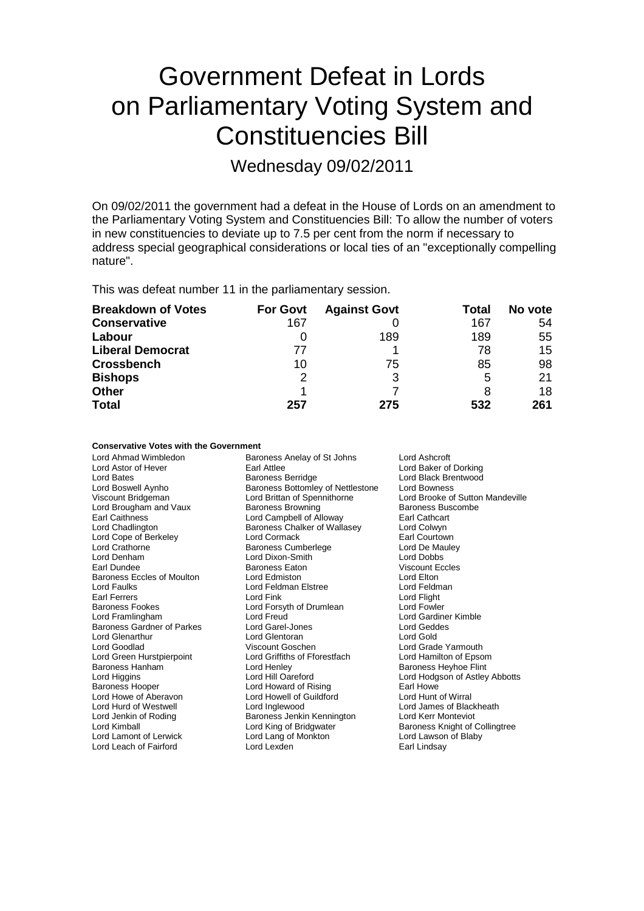# Government Defeat in Lords on Parliamentary Voting System and Constituencies Bill

## Wednesday 09/02/2011

On 09/02/2011 the government had a defeat in the House of Lords on an amendment to the Parliamentary Voting System and Constituencies Bill: To allow the number of voters in new constituencies to deviate up to 7.5 per cent from the norm if necessary to address special geographical considerations or local ties of an "exceptionally compelling nature".

This was defeat number 11 in the parliamentary session.

| Breakdown of Votes | For Govt | Against Govt | Total | No vote |
|---|---|---|---|---|
| **Conservative** | 167 | 0 | 167 | 54 |
| **Labour** | 0 | 189 | 189 | 55 |
| **Liberal Democrat** | 77 | 1 | 78 | 15 |
| **Crossbench** | 10 | 75 | 85 | 98 |
| **Bishops** | 2 | 3 | 5 | 21 |
| **Other** | 1 | 7 | 8 | 18 |
| **Total** | **257** | **275** | **532** | **261** |

**Conservative Votes with the Government**

Lord Ahmad Wimbledon
Baroness Anelay of St Johns
Lord Ashcroft
Lord Astor of Hever
Earl Attlee
Lord Baker of Dorking
Lord Bates
Baroness Berridge
Lord Black Brentwood
Lord Boswell Aynho
Baroness Bottomley of Nettlestone
Lord Bowness
Viscount Bridgeman
Lord Brittan of Spennithorne
Lord Brooke of Sutton Mandeville
Lord Brougham and Vaux
Baroness Browning
Baroness Buscombe
Earl Caithness
Lord Campbell of Alloway
Earl Cathcart
Lord Chadlington
Baroness Chalker of Wallasey
Lord Colwyn
Lord Cope of Berkeley
Lord Cormack
Earl Courtown
Lord Crathorne
Baroness Cumberlege
Lord De Mauley
Lord Denham
Lord Dixon-Smith
Lord Dobbs
Earl Dundee
Baroness Eaton
Viscount Eccles
Baroness Eccles of Moulton
Lord Edmiston
Lord Elton
Lord Faulks
Lord Feldman Elstree
Lord Feldman
Earl Ferrers
Lord Fink
Lord Flight
Baroness Fookes
Lord Forsyth of Drumlean
Lord Fowler
Lord Framlingham
Lord Freud
Lord Gardiner Kimble
Baroness Gardner of Parkes
Lord Garel-Jones
Lord Geddes
Lord Glenarthur
Lord Glentoran
Lord Gold
Lord Goodlad
Viscount Goschen
Lord Grade Yarmouth
Lord Green Hurstpierpoint
Lord Griffiths of Fforestfach
Lord Hamilton of Epsom
Baroness Hanham
Lord Henley
Baroness Heyhoe Flint
Lord Higgins
Lord Hill Oareford
Lord Hodgson of Astley Abbotts
Baroness Hooper
Lord Howard of Rising
Earl Howe
Lord Howe of Aberavon
Lord Howell of Guildford
Lord Hunt of Wirral
Lord Hurd of Westwell
Lord Inglewood
Lord James of Blackheath
Lord Jenkin of Roding
Baroness Jenkin Kennington
Lord Kerr Monteviot
Lord Kimball
Lord King of Bridgwater
Baroness Knight of Collingtree
Lord Lamont of Lerwick
Lord Lang of Monkton
Lord Lawson of Blaby
Lord Leach of Fairford
Lord Lexden
Earl Lindsay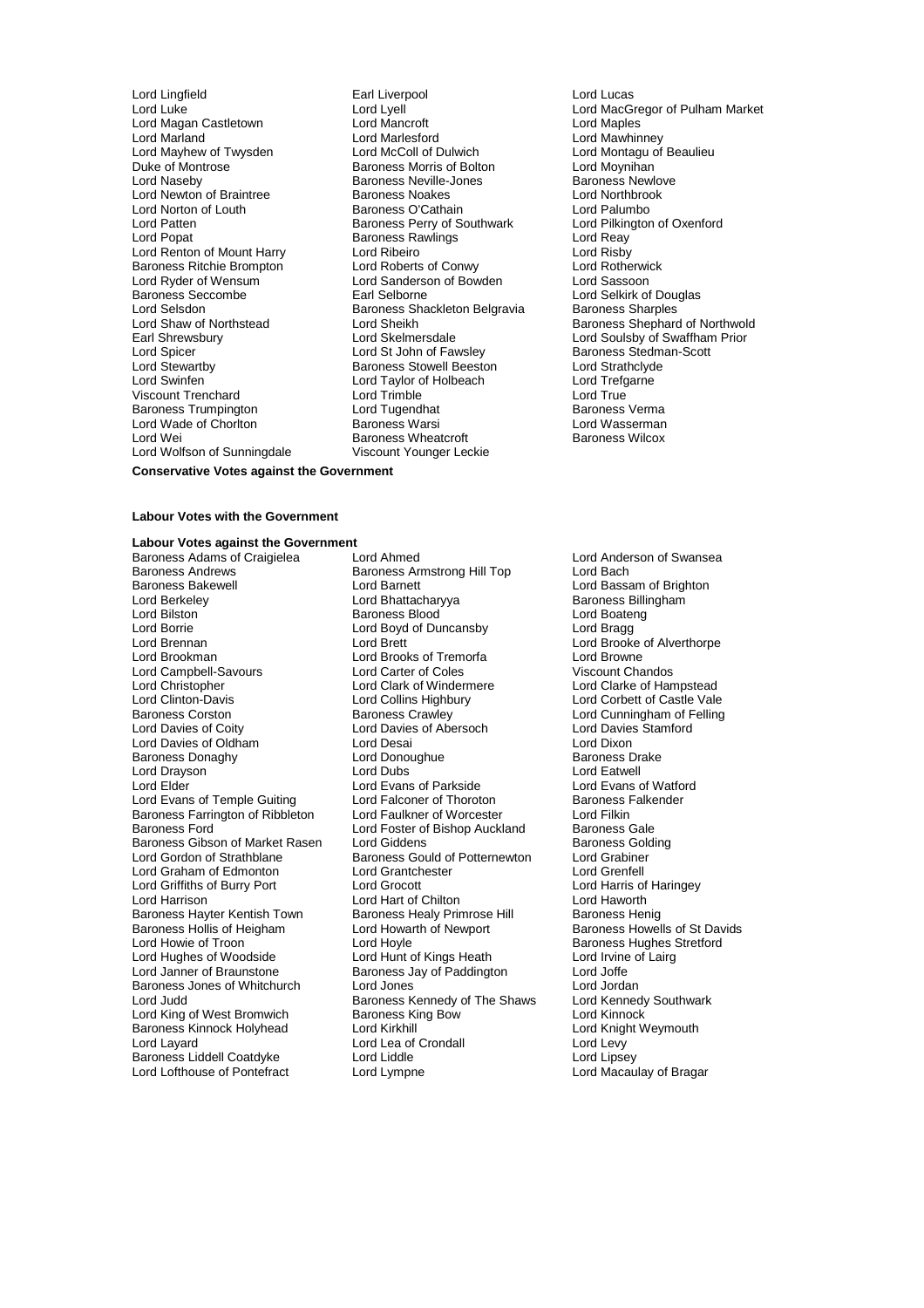Lord Lingfield
Earl Liverpool
Lord Lucas
Lord Luke
Lord Lyell
Lord MacGregor of Pulham Market
Lord Magan Castletown
Lord Mancroft
Lord Maples
Lord Marland
Lord Marlesford
Lord Mawhinney
Lord Mayhew of Twysden
Lord McColl of Dulwich
Lord Montagu of Beaulieu
Duke of Montrose
Baroness Morris of Bolton
Lord Moynihan
Lord Naseby
Baroness Neville-Jones
Baroness Newlove
Lord Newton of Braintree
Baroness Noakes
Lord Northbrook
Lord Norton of Louth
Baroness O'Cathain
Lord Palumbo
Lord Patten
Baroness Perry of Southwark
Lord Pilkington of Oxenford
Lord Popat
Baroness Rawlings
Lord Reay
Lord Renton of Mount Harry
Lord Ribeiro
Lord Risby
Baroness Ritchie Brompton
Lord Roberts of Conwy
Lord Rotherwick
Lord Ryder of Wensum
Lord Sanderson of Bowden
Lord Sassoon
Baroness Seccombe
Earl Selborne
Lord Selkirk of Douglas
Lord Selsdon
Baroness Shackleton Belgravia
Baroness Sharples
Lord Shaw of Northstead
Lord Sheikh
Baroness Shephard of Northwold
Earl Shrewsbury
Lord Skelmersdale
Lord Soulsby of Swaffham Prior
Lord Spicer
Lord St John of Fawsley
Baroness Stedman-Scott
Lord Stewartby
Baroness Stowell Beeston
Lord Strathclyde
Lord Swinfen
Lord Taylor of Holbeach
Lord Trefgarne
Viscount Trenchard
Lord Trimble
Lord True
Baroness Trumpington
Lord Tugendhat
Baroness Verma
Lord Wade of Chorlton
Baroness Warsi
Lord Wasserman
Lord Wei
Baroness Wheatcroft
Baroness Wilcox
Lord Wolfson of Sunningdale
Viscount Younger Leckie

**Conservative Votes against the Government**

**Labour Votes with the Government**

**Labour Votes against the Government**

Baroness Adams of Craigielea
Lord Ahmed
Lord Anderson of Swansea
Baroness Andrews
Baroness Armstrong Hill Top
Lord Bach
Baroness Bakewell
Lord Barnett
Lord Bassam of Brighton
Lord Berkeley
Lord Bhattacharyya
Baroness Billingham
Lord Bilston
Baroness Blood
Lord Boateng
Lord Borrie
Lord Boyd of Duncansby
Lord Bragg
Lord Brennan
Lord Brett
Lord Brooke of Alverthorpe
Lord Brookman
Lord Brooks of Tremorfa
Lord Browne
Lord Campbell-Savours
Lord Carter of Coles
Viscount Chandos
Lord Christopher
Lord Clark of Windermere
Lord Clarke of Hampstead
Lord Clinton-Davis
Lord Collins Highbury
Lord Corbett of Castle Vale
Baroness Corston
Baroness Crawley
Lord Cunningham of Felling
Lord Davies of Coity
Lord Davies of Abersoch
Lord Davies Stamford
Lord Davies of Oldham
Lord Desai
Lord Dixon
Baroness Donaghy
Lord Donoughue
Baroness Drake
Lord Drayson
Lord Dubs
Lord Eatwell
Lord Elder
Lord Evans of Parkside
Lord Evans of Watford
Lord Evans of Temple Guiting
Lord Falconer of Thoroton
Baroness Falkender
Baroness Farrington of Ribbleton
Lord Faulkner of Worcester
Lord Filkin
Baroness Ford
Lord Foster of Bishop Auckland
Baroness Gale
Baroness Gibson of Market Rasen
Lord Giddens
Baroness Golding
Lord Gordon of Strathblane
Baroness Gould of Potternewton
Lord Grabiner
Lord Graham of Edmonton
Lord Grantchester
Lord Grenfell
Lord Griffiths of Burry Port
Lord Grocott
Lord Harris of Haringey
Lord Harrison
Lord Hart of Chilton
Lord Haworth
Baroness Hayter Kentish Town
Baroness Healy Primrose Hill
Baroness Henig
Baroness Hollis of Heigham
Lord Howarth of Newport
Baroness Howells of St Davids
Lord Howie of Troon
Lord Hoyle
Baroness Hughes Stretford
Lord Hughes of Woodside
Lord Hunt of Kings Heath
Lord Irvine of Lairg
Lord Janner of Braunstone
Baroness Jay of Paddington
Lord Joffe
Baroness Jones of Whitchurch
Lord Jones
Lord Jordan
Lord Judd
Baroness Kennedy of The Shaws
Lord Kennedy Southwark
Lord King of West Bromwich
Baroness King Bow
Lord Kinnock
Baroness Kinnock Holyhead
Lord Kirkhill
Lord Knight Weymouth
Lord Layard
Lord Lea of Crondall
Lord Levy
Baroness Liddell Coatdyke
Lord Liddle
Lord Lipsey
Lord Lofthouse of Pontefract
Lord Lympne
Lord Macaulay of Bragar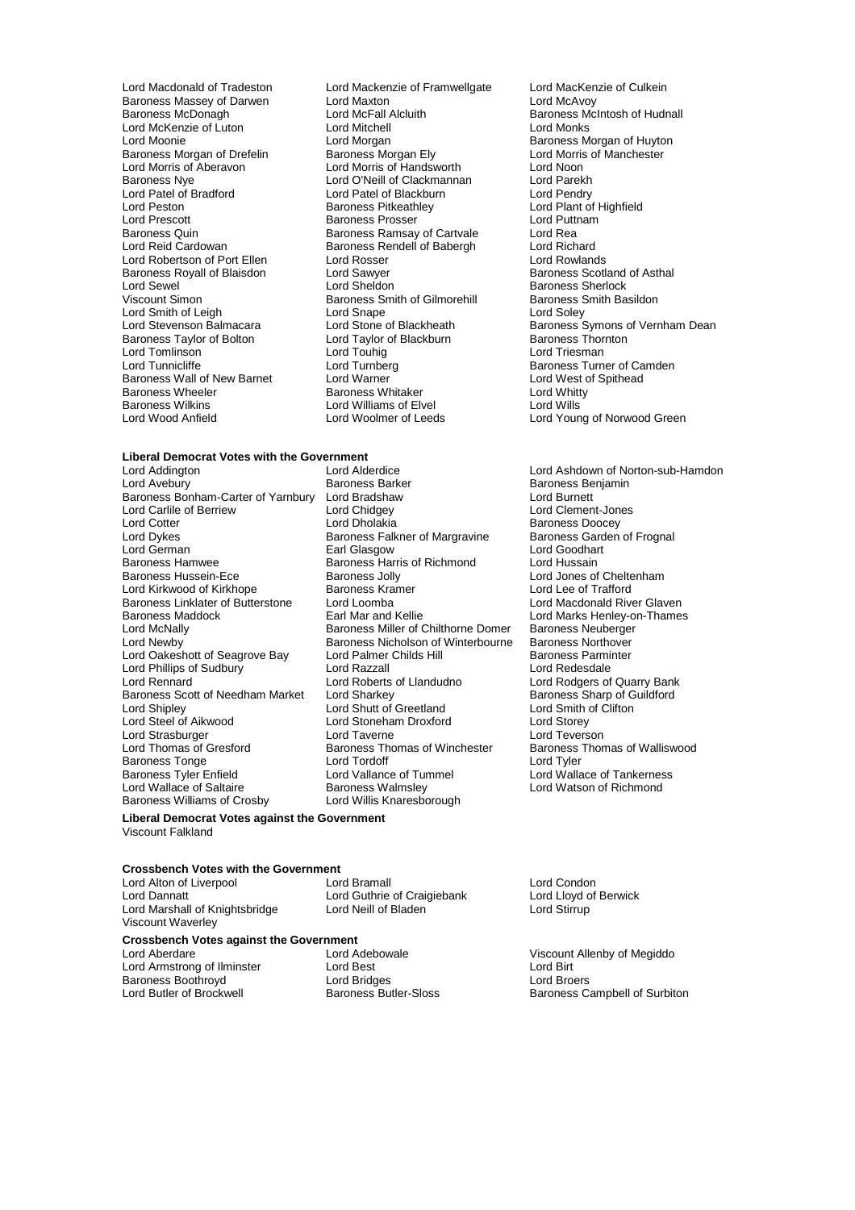Lord Macdonald of Tradeston
Lord Mackenzie of Framwellgate
Lord MacKenzie of Culkein
Baroness Massey of Darwen
Lord Maxton
Lord McAvoy
Baroness McDonagh
Lord McFall Alcluith
Baroness McIntosh of Hudnall
Lord McKenzie of Luton
Lord Mitchell
Lord Monks
Lord Moonie
Lord Morgan
Baroness Morgan of Huyton
Baroness Morgan of Drefelin
Baroness Morgan Ely
Lord Morris of Manchester
Lord Morris of Aberavon
Lord Morris of Handsworth
Lord Noon
Baroness Nye
Lord O'Neill of Clackmannan
Lord Parekh
Lord Patel of Bradford
Lord Patel of Blackburn
Lord Pendry
Lord Peston
Baroness Pitkeathley
Lord Plant of Highfield
Lord Prescott
Baroness Prosser
Lord Puttnam
Baroness Quin
Baroness Ramsay of Cartvale
Lord Rea
Lord Reid Cardowan
Baroness Rendell of Babergh
Lord Richard
Lord Robertson of Port Ellen
Lord Rosser
Lord Rowlands
Baroness Royall of Blaisdon
Lord Sawyer
Baroness Scotland of Asthal
Lord Sewel
Lord Sheldon
Baroness Sherlock
Viscount Simon
Baroness Smith of Gilmorehill
Baroness Smith Basildon
Lord Smith of Leigh
Lord Snape
Lord Soley
Lord Stevenson Balmacara
Lord Stone of Blackheath
Baroness Symons of Vernham Dean
Baroness Taylor of Bolton
Lord Taylor of Blackburn
Baroness Thornton
Lord Tomlinson
Lord Touhig
Lord Triesman
Lord Tunnicliffe
Lord Turnberg
Baroness Turner of Camden
Baroness Wall of New Barnet
Lord Warner
Lord West of Spithead
Baroness Wheeler
Baroness Whitaker
Lord Whitty
Baroness Wilkins
Lord Williams of Elvel
Lord Wills
Lord Wood Anfield
Lord Woolmer of Leeds
Lord Young of Norwood Green

**Liberal Democrat Votes with the Government**

Lord Addington
Lord Alderdice
Lord Ashdown of Norton-sub-Hamdon
Lord Avebury
Baroness Barker
Baroness Benjamin
Baroness Bonham-Carter of Yarnbury
Lord Bradshaw
Lord Burnett
Lord Carlile of Berriew
Lord Chidgey
Lord Clement-Jones
Lord Cotter
Lord Dholakia
Baroness Doocey
Lord Dykes
Baroness Falkner of Margravine
Baroness Garden of Frognal
Lord German
Earl Glasgow
Lord Goodhart
Baroness Hamwee
Baroness Harris of Richmond
Lord Hussain
Baroness Hussein-Ece
Baroness Jolly
Lord Jones of Cheltenham
Lord Kirkwood of Kirkhope
Baroness Kramer
Lord Lee of Trafford
Baroness Linklater of Butterstone
Lord Loomba
Lord Macdonald River Glaven
Baroness Maddock
Earl Mar and Kellie
Lord Marks Henley-on-Thames
Lord McNally
Baroness Miller of Chilthorne Domer
Baroness Neuberger
Lord Newby
Baroness Nicholson of Winterbourne
Baroness Northover
Lord Oakeshott of Seagrove Bay
Lord Palmer Childs Hill
Baroness Parminter
Lord Phillips of Sudbury
Lord Razzall
Lord Redesdale
Lord Rennard
Lord Roberts of Llandudno
Lord Rodgers of Quarry Bank
Baroness Scott of Needham Market
Lord Sharkey
Baroness Sharp of Guildford
Lord Shipley
Lord Shutt of Greetland
Lord Smith of Clifton
Lord Steel of Aikwood
Lord Stoneham Droxford
Lord Storey
Lord Strasburger
Lord Taverne
Lord Teverson
Lord Thomas of Gresford
Baroness Thomas of Winchester
Baroness Thomas of Walliswood
Baroness Tonge
Lord Tordoff
Lord Tyler
Baroness Tyler Enfield
Lord Vallance of Tummel
Lord Wallace of Tankerness
Lord Wallace of Saltaire
Baroness Walmsley
Lord Watson of Richmond
Baroness Williams of Crosby
Lord Willis Knaresborough

**Liberal Democrat Votes against the Government**

Viscount Falkland

**Crossbench Votes with the Government**

Lord Alton of Liverpool
Lord Bramall
Lord Condon
Lord Dannatt
Lord Guthrie of Craigiebank
Lord Lloyd of Berwick
Lord Marshall of Knightsbridge
Lord Neill of Bladen
Lord Stirrup
Viscount Waverley

**Crossbench Votes against the Government**

Lord Aberdare
Lord Adebowale
Viscount Allenby of Megiddo
Lord Armstrong of Ilminster
Lord Best
Lord Birt
Baroness Boothroyd
Lord Bridges
Lord Broers
Lord Butler of Brockwell
Baroness Butler-Sloss
Baroness Campbell of Surbiton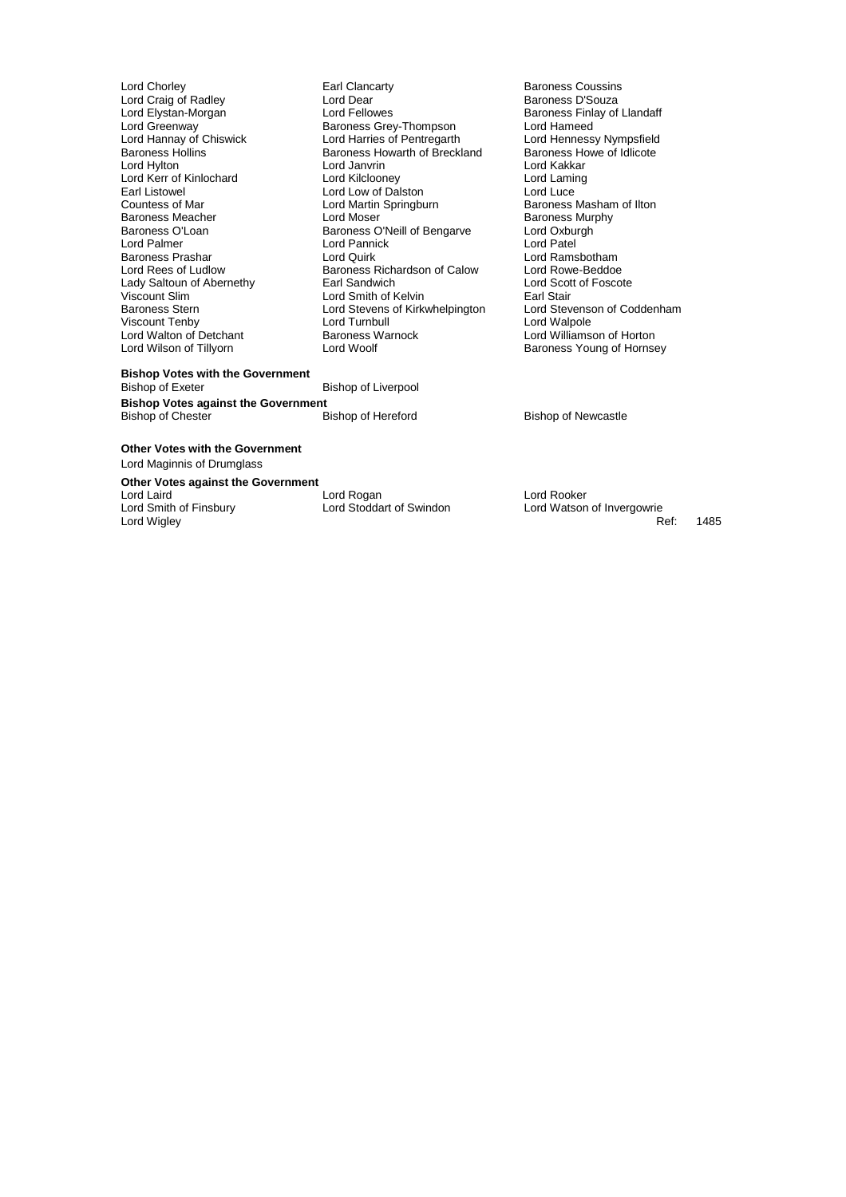Lord Chorley
Lord Craig of Radley
Lord Elystan-Morgan
Lord Greenway
Lord Hannay of Chiswick
Baroness Hollins
Lord Hylton
Lord Kerr of Kinlochard
Earl Listowel
Countess of Mar
Baroness Meacher
Baroness O'Loan
Lord Palmer
Baroness Prashar
Lord Rees of Ludlow
Lady Saltoun of Abernethy
Viscount Slim
Baroness Stern
Viscount Tenby
Lord Walton of Detchant
Lord Wilson of Tillyorn
Earl Clancarty
Lord Dear
Lord Fellowes
Baroness Grey-Thompson
Lord Harries of Pentregarth
Baroness Howarth of Breckland
Lord Janvrin
Lord Kilclooney
Lord Low of Dalston
Lord Martin Springburn
Lord Moser
Baroness O'Neill of Bengarve
Lord Pannick
Lord Quirk
Baroness Richardson of Calow
Earl Sandwich
Lord Smith of Kelvin
Lord Stevens of Kirkwhelpington
Lord Turnbull
Baroness Warnock
Lord Woolf
Baroness Coussins
Baroness D'Souza
Baroness Finlay of Llandaff
Lord Hameed
Lord Hennessy Nympsfield
Baroness Howe of Idlicote
Lord Kakkar
Lord Laming
Lord Luce
Baroness Masham of Ilton
Baroness Murphy
Lord Oxburgh
Lord Patel
Lord Ramsbotham
Lord Rowe-Beddoe
Lord Scott of Foscote
Earl Stair
Lord Stevenson of Coddenham
Lord Walpole
Lord Williamson of Horton
Baroness Young of Hornsey

**Bishop Votes with the Government**

Bishop of Exeter
Bishop of Liverpool

**Bishop Votes against the Government**

Bishop of Chester
Bishop of Hereford
Bishop of Newcastle

**Other Votes with the Government**

Lord Maginnis of Drumglass

**Other Votes against the Government**

Lord Laird
Lord Smith of Finsbury
Lord Wigley
Lord Rogan
Lord Stoddart of Swindon
Lord Rooker
Lord Watson of Invergowrie

Ref: 1485